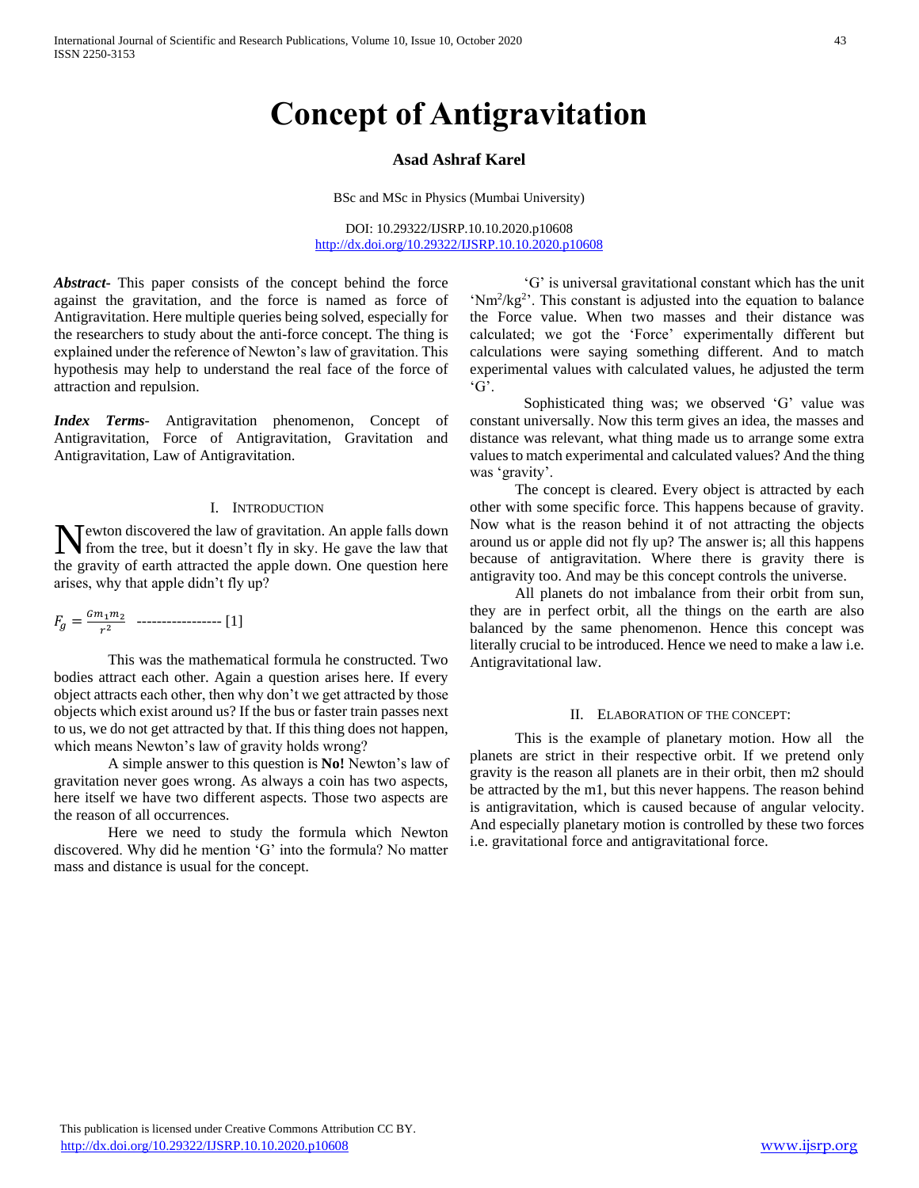# Concept of Antigravitation

**Asad Ashraf Karel**

BSc and MSc in Physics (Mumbai University)

DOI: 10.29322/IJSRP.10.10.2020.p10608
http://dx.doi.org/10.29322/IJSRP.10.10.2020.p10608

***Abstract*-** This paper consists of the concept behind the force against the gravitation, and the force is named as force of Antigravitation. Here multiple queries being solved, especially for the researchers to study about the anti-force concept. The thing is explained under the reference of Newton's law of gravitation. This hypothesis may help to understand the real face of the force of attraction and repulsion.

***Index Terms*-** Antigravitation phenomenon, Concept of Antigravitation, Force of Antigravitation, Gravitation and Antigravitation, Law of Antigravitation.

## I. Introduction

Newton discovered the law of gravitation. An apple falls down from the tree, but it doesn't fly in sky. He gave the law that the gravity of earth attracted the apple down. One question here arises, why that apple didn't fly up?

$$F_g = \frac{Gm_1m_2}{r^2} \text{ ----------------- [1]}$$

This was the mathematical formula he constructed. Two bodies attract each other. Again a question arises here. If every object attracts each other, then why don't we get attracted by those objects which exist around us? If the bus or faster train passes next to us, we do not get attracted by that. If this thing does not happen, which means Newton's law of gravity holds wrong?

A simple answer to this question is **No!** Newton's law of gravitation never goes wrong. As always a coin has two aspects, here itself we have two different aspects. Those two aspects are the reason of all occurrences.

Here we need to study the formula which Newton discovered. Why did he mention 'G' into the formula? No matter mass and distance is usual for the concept.

'G' is universal gravitational constant which has the unit '$Nm^2/kg^2$'. This constant is adjusted into the equation to balance the Force value. When two masses and their distance was calculated; we got the 'Force' experimentally different but calculations were saying something different. And to match experimental values with calculated values, he adjusted the term 'G'.

Sophisticated thing was; we observed 'G' value was constant universally. Now this term gives an idea, the masses and distance was relevant, what thing made us to arrange some extra values to match experimental and calculated values? And the thing was 'gravity'.

The concept is cleared. Every object is attracted by each other with some specific force. This happens because of gravity. Now what is the reason behind it of not attracting the objects around us or apple did not fly up? The answer is; all this happens because of antigravitation. Where there is gravity there is antigravity too. And may be this concept controls the universe.

All planets do not imbalance from their orbit from sun, they are in perfect orbit, all the things on the earth are also balanced by the same phenomenon. Hence this concept was literally crucial to be introduced. Hence we need to make a law i.e. Antigravitational law.

## II. Elaboration of the Concept:

This is the example of planetary motion. How all the planets are strict in their respective orbit. If we pretend only gravity is the reason all planets are in their orbit, then m2 should be attracted by the m1, but this never happens. The reason behind is antigravitation, which is caused because of angular velocity. And especially planetary motion is controlled by these two forces i.e. gravitational force and antigravitational force.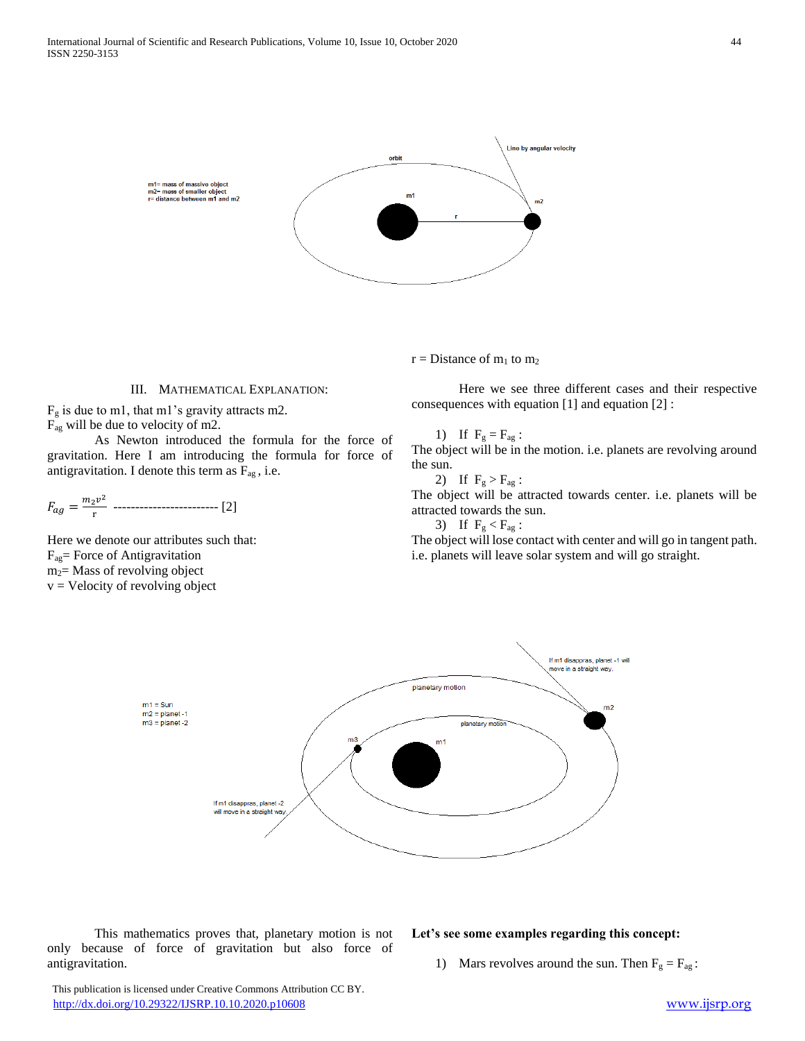m1= mass of massive object
m2= mass of smaller object
r= distance between m1 and m2

orbit

Line by angular velocity

r = Distance of $m_1$ to $m_2$

### III. Mathematical Explanation:

$F_g$ is due to m1, that m1's gravity attracts m2.
$F_{ag}$ will be due to velocity of m2.

As Newton introduced the formula for the force of gravitation. Here I am introducing the formula for force of antigravitation. I denote this term as $F_{ag}$ , i.e.

$$F_{ag} = \frac{m_2 v^2}{r} \text{ ----------------------- [2]}$$

Here we denote our attributes such that:
$F_{ag}$= Force of Antigravitation
$m_2$= Mass of revolving object
v = Velocity of revolving object

Here we see three different cases and their respective consequences with equation [1] and equation [2] :

1) If $F_g = F_{ag}$ :

The object will be in the motion. i.e. planets are revolving around the sun.

2) If $F_g > F_{ag}$ :

The object will be attracted towards center. i.e. planets will be attracted towards the sun.

3) If $F_g < F_{ag}$ :

The object will lose contact with center and will go in tangent path. i.e. planets will leave solar system and will go straight.

m1 = Sun
m2 = planet -1
m3 = planet -2

planetary motion

If m1 disappras, planet -1 will move in a straight way.

If m1 disappras, planet -2 will move in a straight way.

This mathematics proves that, planetary motion is not only because of force of gravitation but also force of antigravitation.

**Let's see some examples regarding this concept:**

1) Mars revolves around the sun. Then $F_g = F_{ag}$ :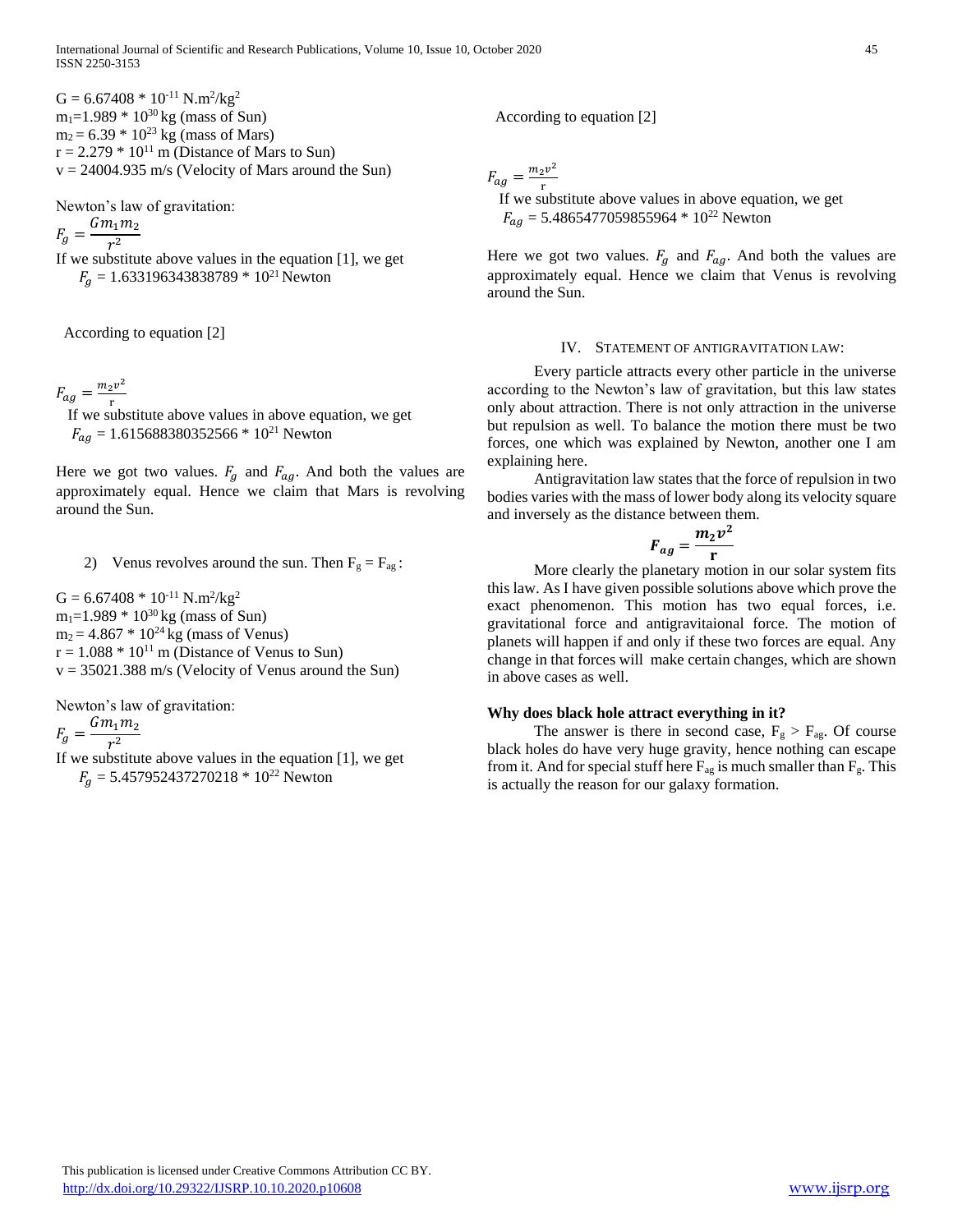$G = 6.67408 * 10^{-11}$ N.m²/kg²
$m_1 = 1.989 * 10^{30}$ kg (mass of Sun)
$m_2 = 6.39 * 10^{23}$ kg (mass of Mars)
$r = 2.279 * 10^{11}$ m (Distance of Mars to Sun)
$v = 24004.935$ m/s (Velocity of Mars around the Sun)

Newton's law of gravitation:

$$F_g = \frac{Gm_1m_2}{r^2}$$

If we substitute above values in the equation [1], we get

$F_g = 1.633196343838789 * 10^{21}$ Newton

According to equation [2]

$$F_{ag} = \frac{m_2v^2}{\text{r}}$$

If we substitute above values in above equation, we get

$F_{ag} = 1.615688380352566 * 10^{21}$ Newton

Here we got two values. $F_g$ and $F_{ag}$. And both the values are approximately equal. Hence we claim that Mars is revolving around the Sun.

2) Venus revolves around the sun. Then $F_g = F_{ag}$:

$G = 6.67408 * 10^{-11}$ N.m²/kg²
$m_1 = 1.989 * 10^{30}$ kg (mass of Sun)
$m_2 = 4.867 * 10^{24}$ kg (mass of Venus)
$r = 1.088 * 10^{11}$ m (Distance of Venus to Sun)
$v = 35021.388$ m/s (Velocity of Venus around the Sun)

Newton's law of gravitation:

$$F_g = \frac{Gm_1m_2}{r^2}$$

If we substitute above values in the equation [1], we get

$F_g = 5.457952437270218 * 10^{22}$ Newton

According to equation [2]

$$F_{ag} = \frac{m_2v^2}{\text{r}}$$

If we substitute above values in above equation, we get

$F_{ag} = 5.4865477059855964 * 10^{22}$ Newton

Here we got two values. $F_g$ and $F_{ag}$. And both the values are approximately equal. Hence we claim that Venus is revolving around the Sun.

## IV. Statement of Antigravitation Law:

Every particle attracts every other particle in the universe according to the Newton's law of gravitation, but this law states only about attraction. There is not only attraction in the universe but repulsion as well. To balance the motion there must be two forces, one which was explained by Newton, another one I am explaining here.

Antigravitation law states that the force of repulsion in two bodies varies with the mass of lower body along its velocity square and inversely as the distance between them.

$$\boldsymbol{F_{ag} = \frac{m_2v^2}{\text{r}}}$$

More clearly the planetary motion in our solar system fits this law. As I have given possible solutions above which prove the exact phenomenon. This motion has two equal forces, i.e. gravitational force and antigravitaional force. The motion of planets will happen if and only if these two forces are equal. Any change in that forces will make certain changes, which are shown in above cases as well.

**Why does black hole attract everything in it?**

The answer is there in second case, $F_g > F_{ag}$. Of course black holes do have very huge gravity, hence nothing can escape from it. And for special stuff here $F_{ag}$ is much smaller than $F_g$. This is actually the reason for our galaxy formation.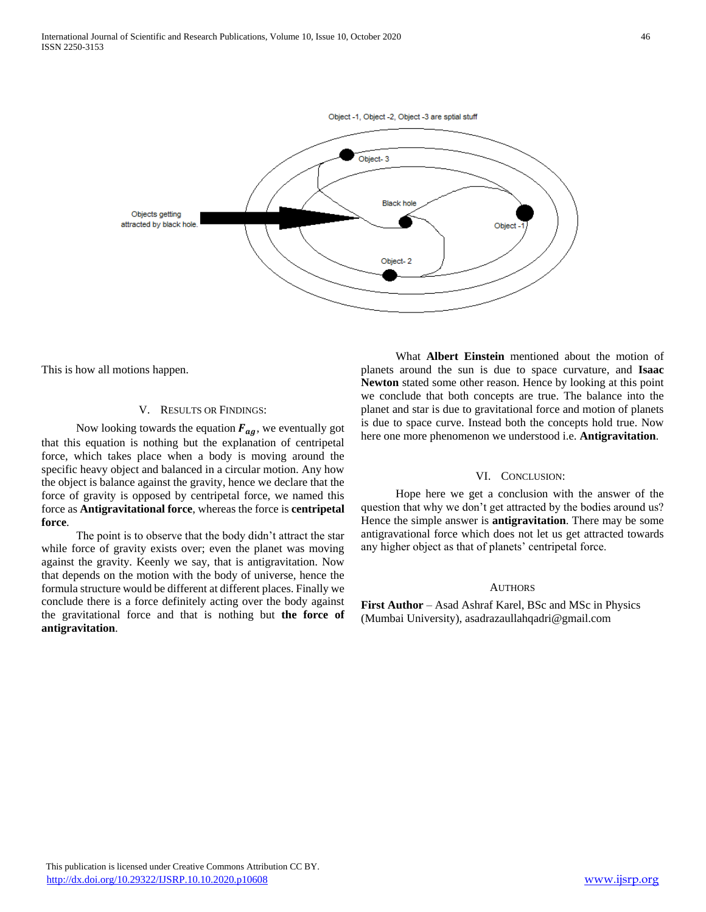Object -1, Object -2, Object -3 are sptial stuff

Object- 3

Black hole

Objects getting attracted by black hole.

Object -1

Object- 2

This is how all motions happen.

## V. Results or Findings:

Now looking towards the equation $F_{ag}$, we eventually got that this equation is nothing but the explanation of centripetal force, which takes place when a body is moving around the specific heavy object and balanced in a circular motion. Any how the object is balance against the gravity, hence we declare that the force of gravity is opposed by centripetal force, we named this force as **Antigravitational force**, whereas the force is **centripetal force**.

The point is to observe that the body didn't attract the star while force of gravity exists over; even the planet was moving against the gravity. Keenly we say, that is antigravitation. Now that depends on the motion with the body of universe, hence the formula structure would be different at different places. Finally we conclude there is a force definitely acting over the body against the gravitational force and that is nothing but **the force of antigravitation**.

What **Albert Einstein** mentioned about the motion of planets around the sun is due to space curvature, and **Isaac Newton** stated some other reason. Hence by looking at this point we conclude that both concepts are true. The balance into the planet and star is due to gravitational force and motion of planets is due to space curve. Instead both the concepts hold true. Now here one more phenomenon we understood i.e. **Antigravitation**.

## VI. Conclusion:

Hope here we get a conclusion with the answer of the question that why we don't get attracted by the bodies around us? Hence the simple answer is **antigravitation**. There may be some antigravational force which does not let us get attracted towards any higher object as that of planets' centripetal force.

## Authors

**First Author** – Asad Ashraf Karel, BSc and MSc in Physics (Mumbai University), asadrazaullahqadri@gmail.com